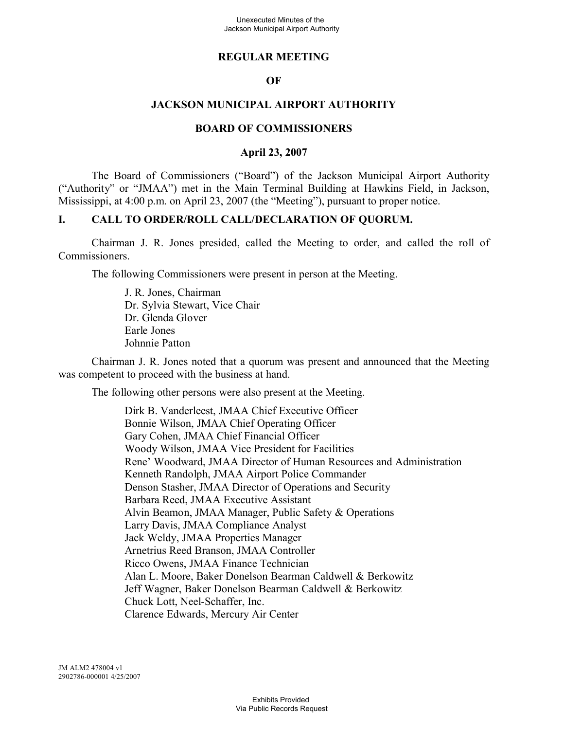# REGULAR MEETING

# OF

# JACKSON MUNICIPAL AIRPORT AUTHORITY

# BOARD OF COMMISSIONERS

## April 23, 2007

The Board of Commissioners ("Board") of the Jackson Municipal Airport Authority ("Authority" or "JMAA") met in the Main Terminal Building at Hawkins Field, in Jackson, Mississippi, at 4:00 p.m. on April 23, 2007 (the "Meeting"), pursuant to proper notice.

## I. CALL TO ORDER/ROLL CALL/DECLARATION OF QUORUM.

Chairman J. R. Jones presided, called the Meeting to order, and called the roll of Commissioners.

The following Commissioners were present in person at the Meeting.

J. R. Jones, Chairman
Dr. Sylvia Stewart, Vice Chair
Dr. Glenda Glover
Earle Jones
Johnnie Patton

Chairman J. R. Jones noted that a quorum was present and announced that the Meeting was competent to proceed with the business at hand.

The following other persons were also present at the Meeting.

Dirk B. Vanderleest, JMAA Chief Executive Officer
Bonnie Wilson, JMAA Chief Operating Officer
Gary Cohen, JMAA Chief Financial Officer
Woody Wilson, JMAA Vice President for Facilities
Rene' Woodward, JMAA Director of Human Resources and Administration
Kenneth Randolph, JMAA Airport Police Commander
Denson Stasher, JMAA Director of Operations and Security
Barbara Reed, JMAA Executive Assistant
Alvin Beamon, JMAA Manager, Public Safety & Operations
Larry Davis, JMAA Compliance Analyst
Jack Weldy, JMAA Properties Manager
Arnetrius Reed Branson, JMAA Controller
Ricco Owens, JMAA Finance Technician
Alan L. Moore, Baker Donelson Bearman Caldwell & Berkowitz
Jeff Wagner, Baker Donelson Bearman Caldwell & Berkowitz
Chuck Lott, Neel-Schaffer, Inc.
Clarence Edwards, Mercury Air Center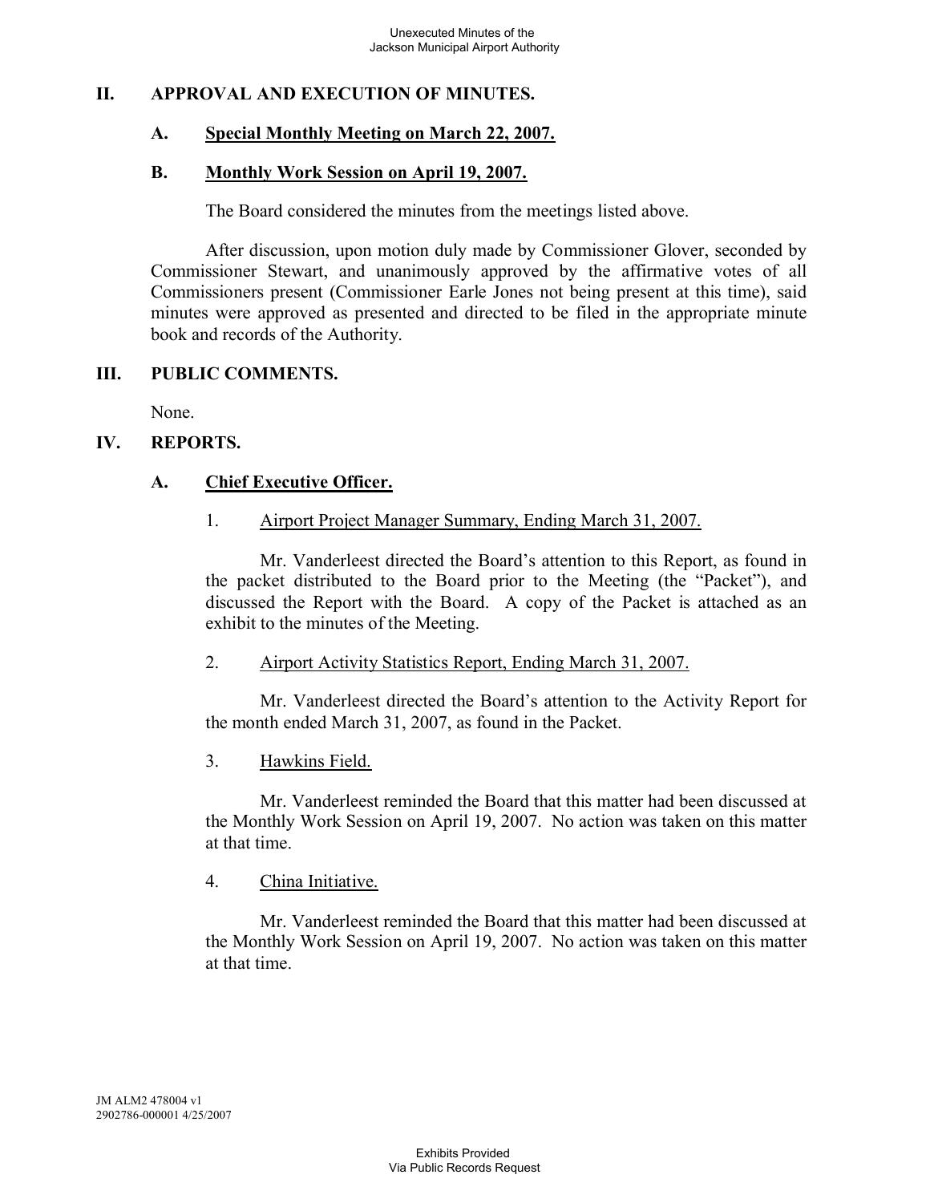## II. APPROVAL AND EXECUTION OF MINUTES.

### A. Special Monthly Meeting on March 22, 2007.

### B. Monthly Work Session on April 19, 2007.

The Board considered the minutes from the meetings listed above.

After discussion, upon motion duly made by Commissioner Glover, seconded by Commissioner Stewart, and unanimously approved by the affirmative votes of all Commissioners present (Commissioner Earle Jones not being present at this time), said minutes were approved as presented and directed to be filed in the appropriate minute book and records of the Authority.

## III. PUBLIC COMMENTS.

None.

## IV. REPORTS.

### A. Chief Executive Officer.

1. Airport Project Manager Summary, Ending March 31, 2007.

Mr. Vanderleest directed the Board's attention to this Report, as found in the packet distributed to the Board prior to the Meeting (the "Packet"), and discussed the Report with the Board. A copy of the Packet is attached as an exhibit to the minutes of the Meeting.

2. Airport Activity Statistics Report, Ending March 31, 2007.

Mr. Vanderleest directed the Board's attention to the Activity Report for the month ended March 31, 2007, as found in the Packet.

3. Hawkins Field.

Mr. Vanderleest reminded the Board that this matter had been discussed at the Monthly Work Session on April 19, 2007. No action was taken on this matter at that time.

4. China Initiative.

Mr. Vanderleest reminded the Board that this matter had been discussed at the Monthly Work Session on April 19, 2007. No action was taken on this matter at that time.

JM ALM2 478004 v1
2902786-000001 4/25/2007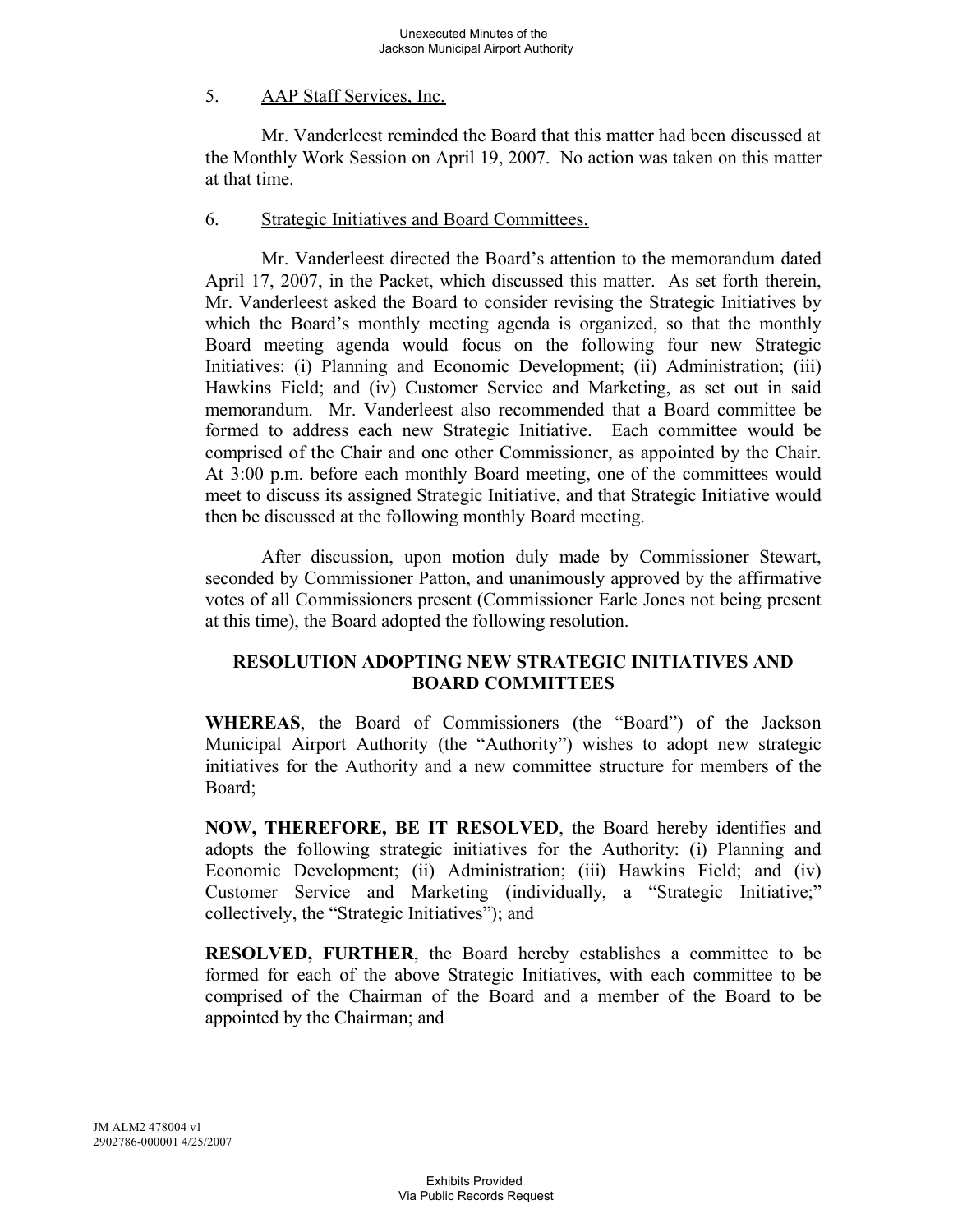5. AAP Staff Services, Inc.

Mr. Vanderleest reminded the Board that this matter had been discussed at the Monthly Work Session on April 19, 2007. No action was taken on this matter at that time.

6. Strategic Initiatives and Board Committees.

Mr. Vanderleest directed the Board's attention to the memorandum dated April 17, 2007, in the Packet, which discussed this matter. As set forth therein, Mr. Vanderleest asked the Board to consider revising the Strategic Initiatives by which the Board's monthly meeting agenda is organized, so that the monthly Board meeting agenda would focus on the following four new Strategic Initiatives: (i) Planning and Economic Development; (ii) Administration; (iii) Hawkins Field; and (iv) Customer Service and Marketing, as set out in said memorandum. Mr. Vanderleest also recommended that a Board committee be formed to address each new Strategic Initiative. Each committee would be comprised of the Chair and one other Commissioner, as appointed by the Chair. At 3:00 p.m. before each monthly Board meeting, one of the committees would meet to discuss its assigned Strategic Initiative, and that Strategic Initiative would then be discussed at the following monthly Board meeting.

After discussion, upon motion duly made by Commissioner Stewart, seconded by Commissioner Patton, and unanimously approved by the affirmative votes of all Commissioners present (Commissioner Earle Jones not being present at this time), the Board adopted the following resolution.

**RESOLUTION ADOPTING NEW STRATEGIC INITIATIVES AND BOARD COMMITTEES**

**WHEREAS**, the Board of Commissioners (the "Board") of the Jackson Municipal Airport Authority (the "Authority") wishes to adopt new strategic initiatives for the Authority and a new committee structure for members of the Board;

**NOW, THEREFORE, BE IT RESOLVED**, the Board hereby identifies and adopts the following strategic initiatives for the Authority: (i) Planning and Economic Development; (ii) Administration; (iii) Hawkins Field; and (iv) Customer Service and Marketing (individually, a "Strategic Initiative;" collectively, the "Strategic Initiatives"); and

**RESOLVED, FURTHER**, the Board hereby establishes a committee to be formed for each of the above Strategic Initiatives, with each committee to be comprised of the Chairman of the Board and a member of the Board to be appointed by the Chairman; and

JM ALM2 478004 v1
2902786-000001 4/25/2007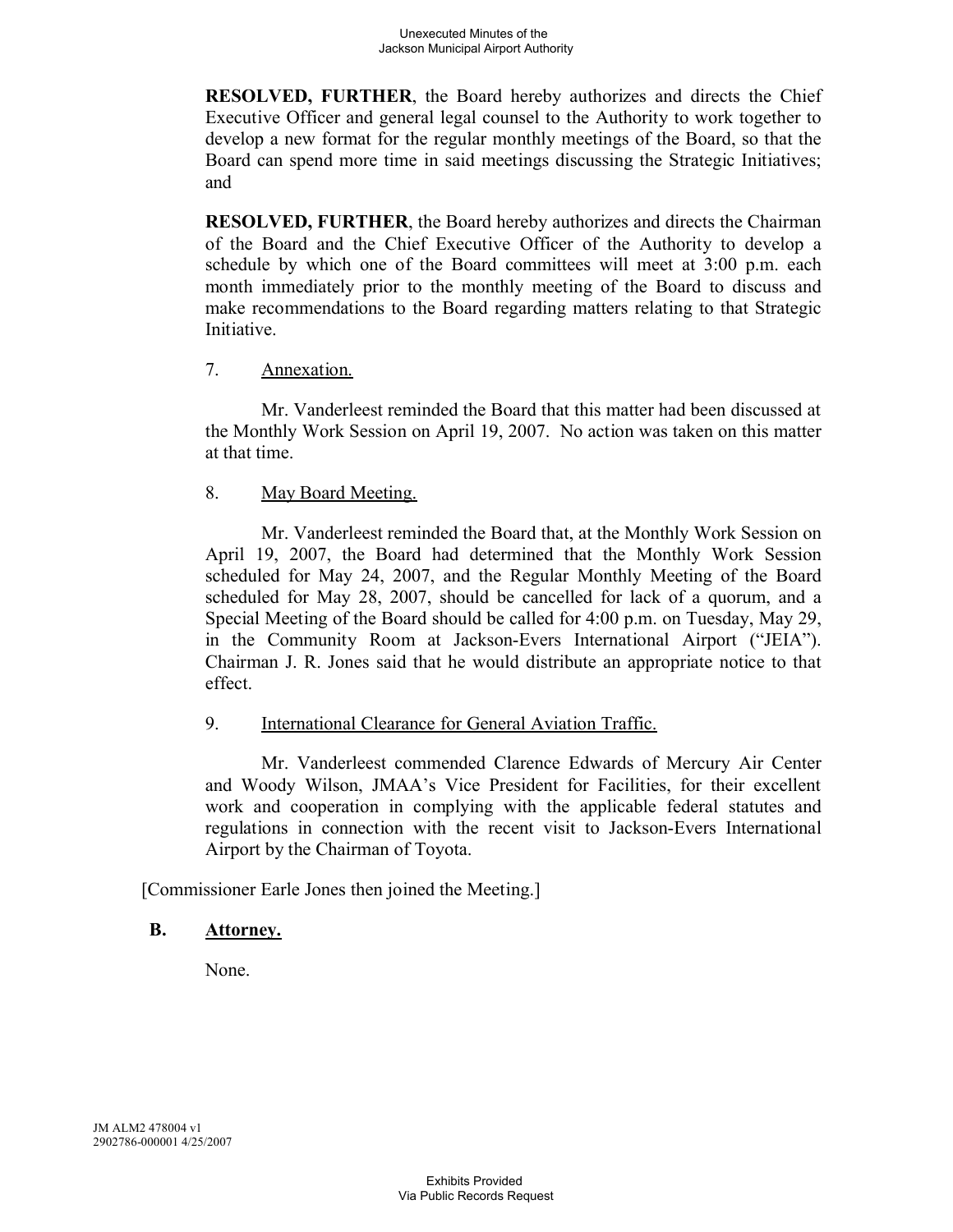**RESOLVED, FURTHER**, the Board hereby authorizes and directs the Chief Executive Officer and general legal counsel to the Authority to work together to develop a new format for the regular monthly meetings of the Board, so that the Board can spend more time in said meetings discussing the Strategic Initiatives; and

**RESOLVED, FURTHER**, the Board hereby authorizes and directs the Chairman of the Board and the Chief Executive Officer of the Authority to develop a schedule by which one of the Board committees will meet at 3:00 p.m. each month immediately prior to the monthly meeting of the Board to discuss and make recommendations to the Board regarding matters relating to that Strategic Initiative.

7. Annexation.

Mr. Vanderleest reminded the Board that this matter had been discussed at the Monthly Work Session on April 19, 2007. No action was taken on this matter at that time.

8. May Board Meeting.

Mr. Vanderleest reminded the Board that, at the Monthly Work Session on April 19, 2007, the Board had determined that the Monthly Work Session scheduled for May 24, 2007, and the Regular Monthly Meeting of the Board scheduled for May 28, 2007, should be cancelled for lack of a quorum, and a Special Meeting of the Board should be called for 4:00 p.m. on Tuesday, May 29, in the Community Room at Jackson-Evers International Airport ("JEIA"). Chairman J. R. Jones said that he would distribute an appropriate notice to that effect.

9. International Clearance for General Aviation Traffic.

Mr. Vanderleest commended Clarence Edwards of Mercury Air Center and Woody Wilson, JMAA's Vice President for Facilities, for their excellent work and cooperation in complying with the applicable federal statutes and regulations in connection with the recent visit to Jackson-Evers International Airport by the Chairman of Toyota.

[Commissioner Earle Jones then joined the Meeting.]

## B. Attorney.

None.

JM ALM2 478004 v1
2902786-000001 4/25/2007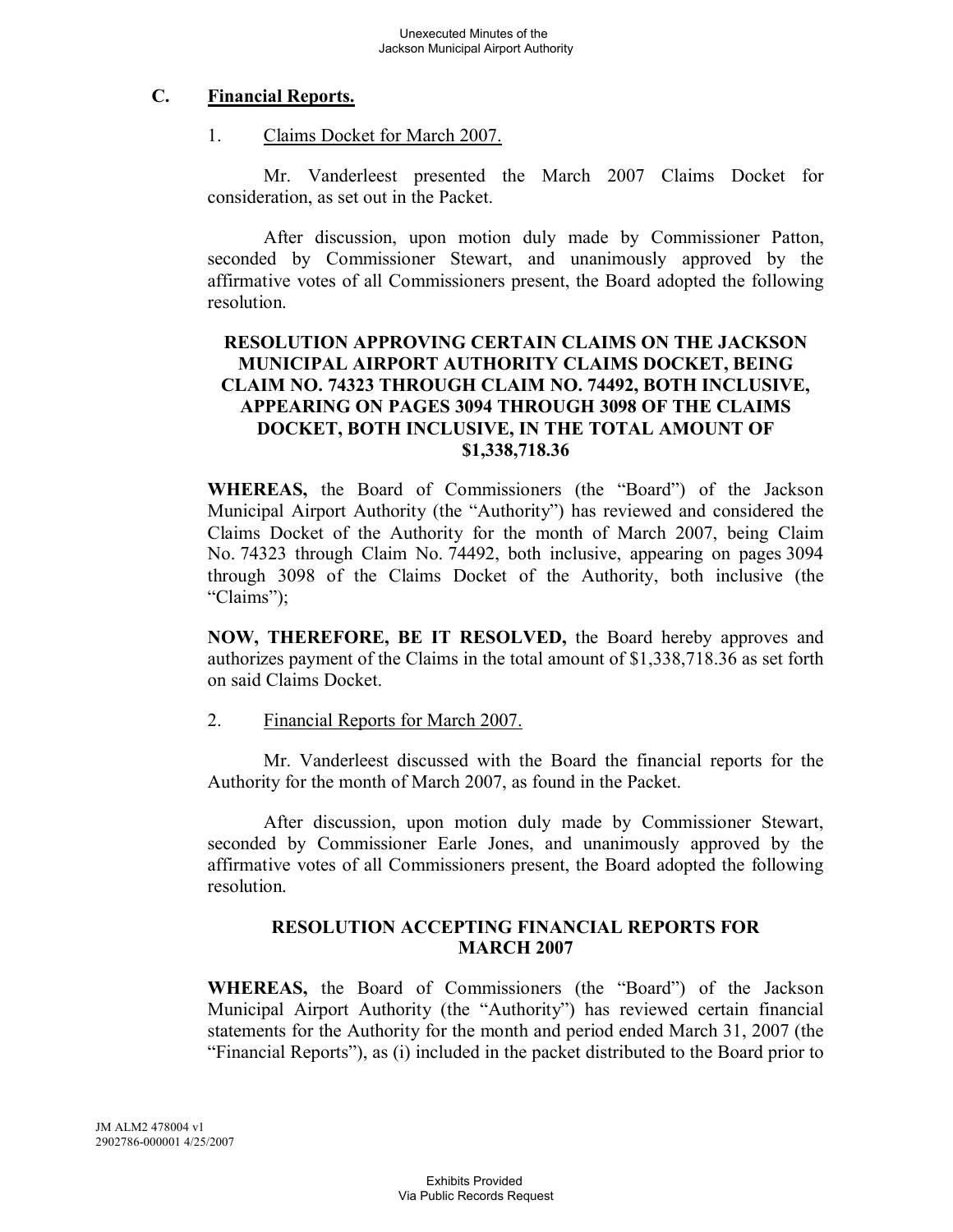### C. Financial Reports.

1. Claims Docket for March 2007.

Mr. Vanderleest presented the March 2007 Claims Docket for consideration, as set out in the Packet.

After discussion, upon motion duly made by Commissioner Patton, seconded by Commissioner Stewart, and unanimously approved by the affirmative votes of all Commissioners present, the Board adopted the following resolution.

**RESOLUTION APPROVING CERTAIN CLAIMS ON THE JACKSON MUNICIPAL AIRPORT AUTHORITY CLAIMS DOCKET, BEING CLAIM NO. 74323 THROUGH CLAIM NO. 74492, BOTH INCLUSIVE, APPEARING ON PAGES 3094 THROUGH 3098 OF THE CLAIMS DOCKET, BOTH INCLUSIVE, IN THE TOTAL AMOUNT OF $1,338,718.36**

**WHEREAS,** the Board of Commissioners (the "Board") of the Jackson Municipal Airport Authority (the "Authority") has reviewed and considered the Claims Docket of the Authority for the month of March 2007, being Claim No. 74323 through Claim No. 74492, both inclusive, appearing on pages 3094 through 3098 of the Claims Docket of the Authority, both inclusive (the "Claims");

**NOW, THEREFORE, BE IT RESOLVED,** the Board hereby approves and authorizes payment of the Claims in the total amount of $1,338,718.36 as set forth on said Claims Docket.

2. Financial Reports for March 2007.

Mr. Vanderleest discussed with the Board the financial reports for the Authority for the month of March 2007, as found in the Packet.

After discussion, upon motion duly made by Commissioner Stewart, seconded by Commissioner Earle Jones, and unanimously approved by the affirmative votes of all Commissioners present, the Board adopted the following resolution.

**RESOLUTION ACCEPTING FINANCIAL REPORTS FOR MARCH 2007**

**WHEREAS,** the Board of Commissioners (the "Board") of the Jackson Municipal Airport Authority (the "Authority") has reviewed certain financial statements for the Authority for the month and period ended March 31, 2007 (the "Financial Reports"), as (i) included in the packet distributed to the Board prior to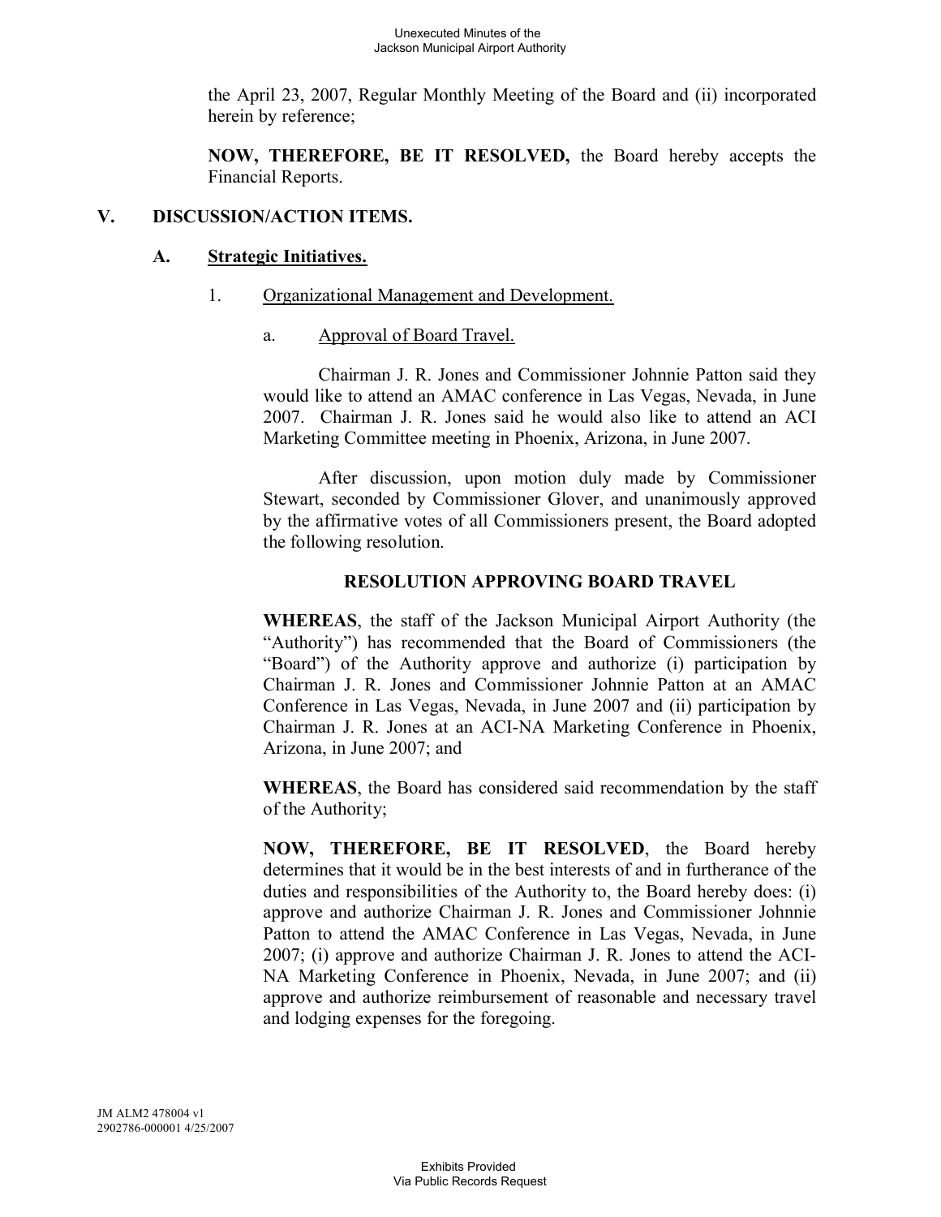the April 23, 2007, Regular Monthly Meeting of the Board and (ii) incorporated herein by reference;

**NOW, THEREFORE, BE IT RESOLVED,** the Board hereby accepts the Financial Reports.

## V. DISCUSSION/ACTION ITEMS.

### A. Strategic Initiatives.

#### 1. Organizational Management and Development.

##### a. Approval of Board Travel.

Chairman J. R. Jones and Commissioner Johnnie Patton said they would like to attend an AMAC conference in Las Vegas, Nevada, in June 2007. Chairman J. R. Jones said he would also like to attend an ACI Marketing Committee meeting in Phoenix, Arizona, in June 2007.

After discussion, upon motion duly made by Commissioner Stewart, seconded by Commissioner Glover, and unanimously approved by the affirmative votes of all Commissioners present, the Board adopted the following resolution.

**RESOLUTION APPROVING BOARD TRAVEL**

**WHEREAS**, the staff of the Jackson Municipal Airport Authority (the "Authority") has recommended that the Board of Commissioners (the "Board") of the Authority approve and authorize (i) participation by Chairman J. R. Jones and Commissioner Johnnie Patton at an AMAC Conference in Las Vegas, Nevada, in June 2007 and (ii) participation by Chairman J. R. Jones at an ACI-NA Marketing Conference in Phoenix, Arizona, in June 2007; and

**WHEREAS**, the Board has considered said recommendation by the staff of the Authority;

**NOW, THEREFORE, BE IT RESOLVED**, the Board hereby determines that it would be in the best interests of and in furtherance of the duties and responsibilities of the Authority to, the Board hereby does: (i) approve and authorize Chairman J. R. Jones and Commissioner Johnnie Patton to attend the AMAC Conference in Las Vegas, Nevada, in June 2007; (i) approve and authorize Chairman J. R. Jones to attend the ACI-NA Marketing Conference in Phoenix, Nevada, in June 2007; and (ii) approve and authorize reimbursement of reasonable and necessary travel and lodging expenses for the foregoing.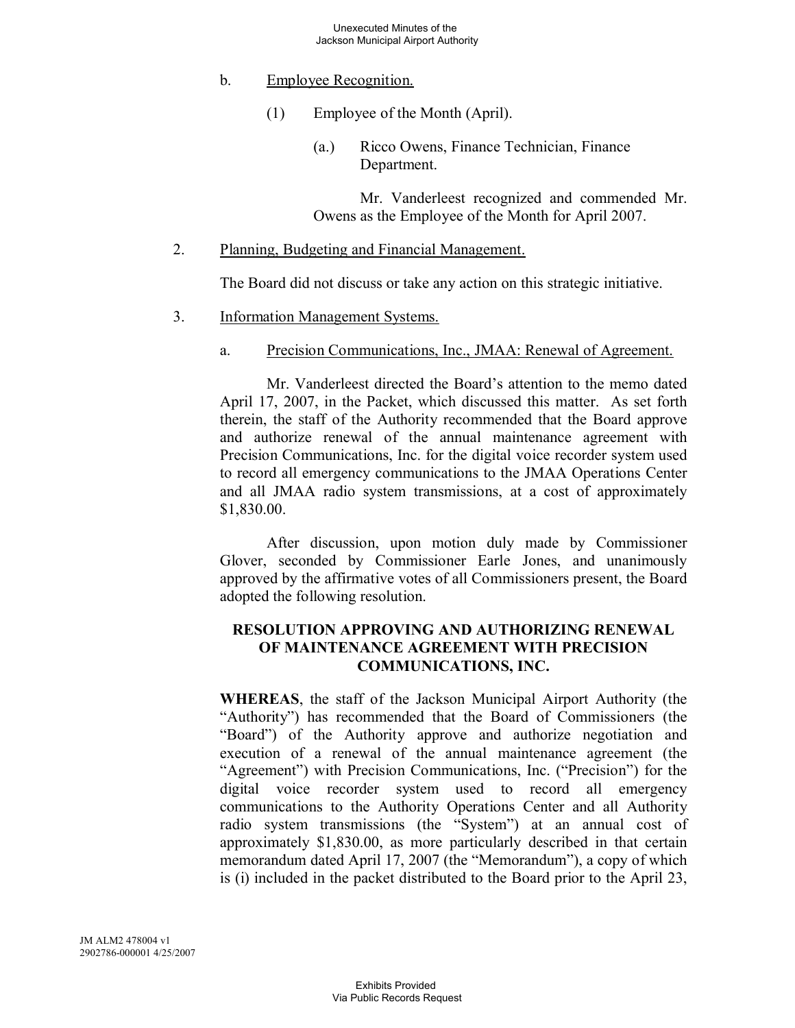b. Employee Recognition.

(1) Employee of the Month (April).

(a.) Ricco Owens, Finance Technician, Finance Department.

Mr. Vanderleest recognized and commended Mr. Owens as the Employee of the Month for April 2007.

2. Planning, Budgeting and Financial Management.

The Board did not discuss or take any action on this strategic initiative.

3. Information Management Systems.

a. Precision Communications, Inc., JMAA: Renewal of Agreement.

Mr. Vanderleest directed the Board's attention to the memo dated April 17, 2007, in the Packet, which discussed this matter. As set forth therein, the staff of the Authority recommended that the Board approve and authorize renewal of the annual maintenance agreement with Precision Communications, Inc. for the digital voice recorder system used to record all emergency communications to the JMAA Operations Center and all JMAA radio system transmissions, at a cost of approximately $1,830.00.

After discussion, upon motion duly made by Commissioner Glover, seconded by Commissioner Earle Jones, and unanimously approved by the affirmative votes of all Commissioners present, the Board adopted the following resolution.

**RESOLUTION APPROVING AND AUTHORIZING RENEWAL OF MAINTENANCE AGREEMENT WITH PRECISION COMMUNICATIONS, INC.**

**WHEREAS**, the staff of the Jackson Municipal Airport Authority (the "Authority") has recommended that the Board of Commissioners (the "Board") of the Authority approve and authorize negotiation and execution of a renewal of the annual maintenance agreement (the "Agreement") with Precision Communications, Inc. ("Precision") for the digital voice recorder system used to record all emergency communications to the Authority Operations Center and all Authority radio system transmissions (the "System") at an annual cost of approximately $1,830.00, as more particularly described in that certain memorandum dated April 17, 2007 (the "Memorandum"), a copy of which is (i) included in the packet distributed to the Board prior to the April 23,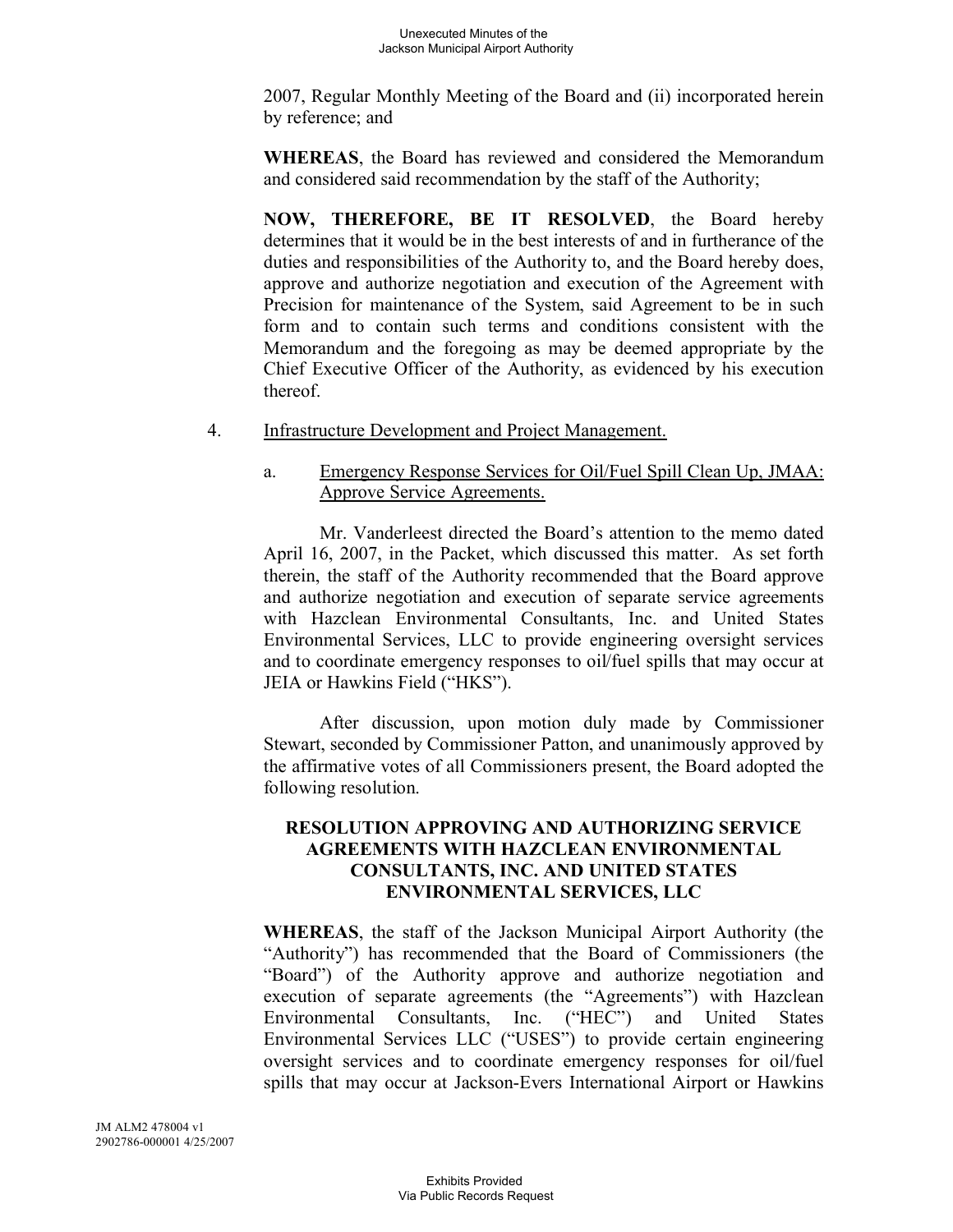2007, Regular Monthly Meeting of the Board and (ii) incorporated herein by reference; and

**WHEREAS**, the Board has reviewed and considered the Memorandum and considered said recommendation by the staff of the Authority;

**NOW, THEREFORE, BE IT RESOLVED**, the Board hereby determines that it would be in the best interests of and in furtherance of the duties and responsibilities of the Authority to, and the Board hereby does, approve and authorize negotiation and execution of the Agreement with Precision for maintenance of the System, said Agreement to be in such form and to contain such terms and conditions consistent with the Memorandum and the foregoing as may be deemed appropriate by the Chief Executive Officer of the Authority, as evidenced by his execution thereof.

4. Infrastructure Development and Project Management.

   a. Emergency Response Services for Oil/Fuel Spill Clean Up, JMAA: Approve Service Agreements.

Mr. Vanderleest directed the Board's attention to the memo dated April 16, 2007, in the Packet, which discussed this matter. As set forth therein, the staff of the Authority recommended that the Board approve and authorize negotiation and execution of separate service agreements with Hazclean Environmental Consultants, Inc. and United States Environmental Services, LLC to provide engineering oversight services and to coordinate emergency responses to oil/fuel spills that may occur at JEIA or Hawkins Field ("HKS").

After discussion, upon motion duly made by Commissioner Stewart, seconded by Commissioner Patton, and unanimously approved by the affirmative votes of all Commissioners present, the Board adopted the following resolution.

**RESOLUTION APPROVING AND AUTHORIZING SERVICE AGREEMENTS WITH HAZCLEAN ENVIRONMENTAL CONSULTANTS, INC. AND UNITED STATES ENVIRONMENTAL SERVICES, LLC**

**WHEREAS**, the staff of the Jackson Municipal Airport Authority (the "Authority") has recommended that the Board of Commissioners (the "Board") of the Authority approve and authorize negotiation and execution of separate agreements (the "Agreements") with Hazclean Environmental Consultants, Inc. ("HEC") and United States Environmental Services LLC ("USES") to provide certain engineering oversight services and to coordinate emergency responses for oil/fuel spills that may occur at Jackson-Evers International Airport or Hawkins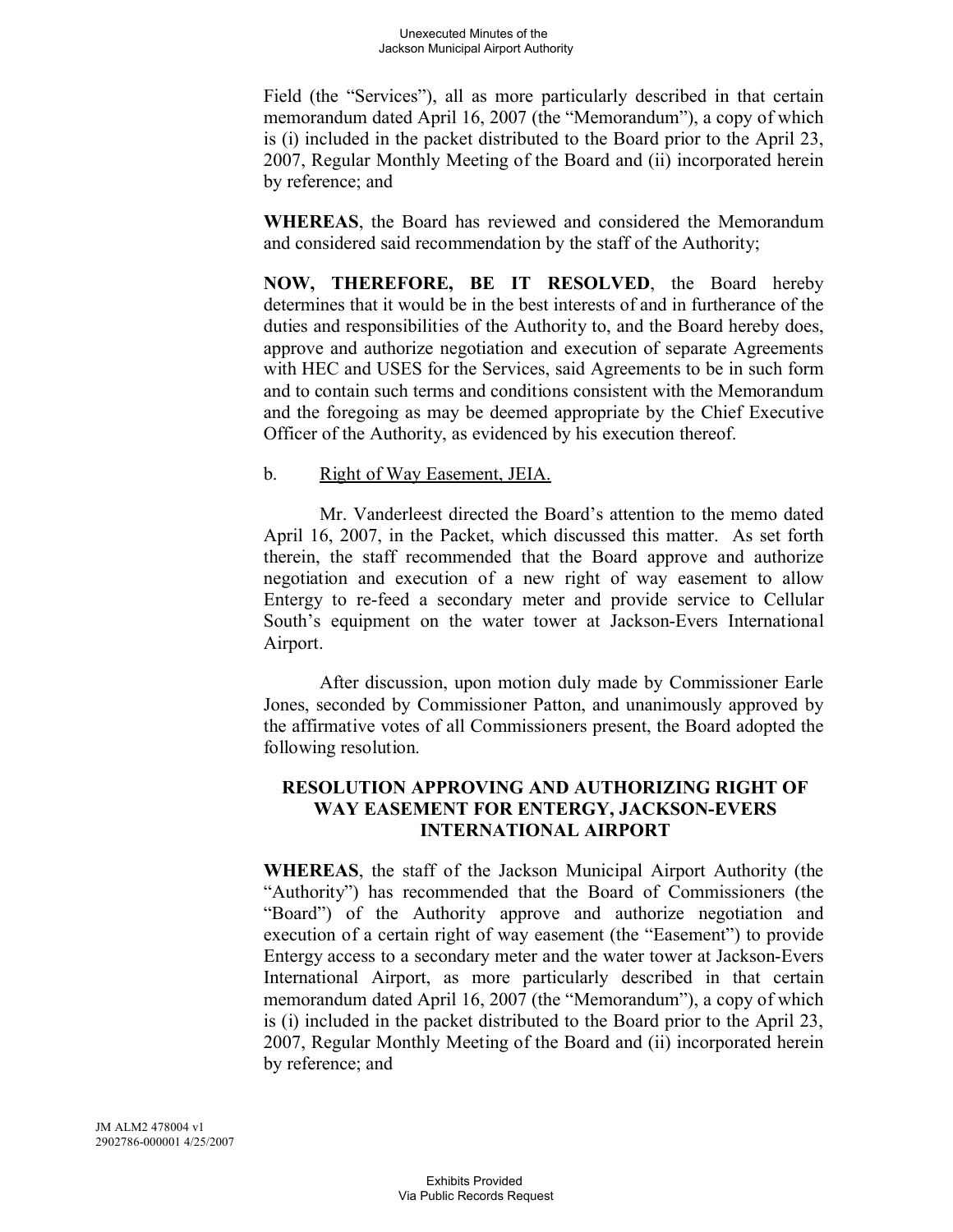Field (the "Services"), all as more particularly described in that certain memorandum dated April 16, 2007 (the "Memorandum"), a copy of which is (i) included in the packet distributed to the Board prior to the April 23, 2007, Regular Monthly Meeting of the Board and (ii) incorporated herein by reference; and

**WHEREAS**, the Board has reviewed and considered the Memorandum and considered said recommendation by the staff of the Authority;

**NOW, THEREFORE, BE IT RESOLVED**, the Board hereby determines that it would be in the best interests of and in furtherance of the duties and responsibilities of the Authority to, and the Board hereby does, approve and authorize negotiation and execution of separate Agreements with HEC and USES for the Services, said Agreements to be in such form and to contain such terms and conditions consistent with the Memorandum and the foregoing as may be deemed appropriate by the Chief Executive Officer of the Authority, as evidenced by his execution thereof.

b. Right of Way Easement, JEIA.

Mr. Vanderleest directed the Board's attention to the memo dated April 16, 2007, in the Packet, which discussed this matter. As set forth therein, the staff recommended that the Board approve and authorize negotiation and execution of a new right of way easement to allow Entergy to re-feed a secondary meter and provide service to Cellular South's equipment on the water tower at Jackson-Evers International Airport.

After discussion, upon motion duly made by Commissioner Earle Jones, seconded by Commissioner Patton, and unanimously approved by the affirmative votes of all Commissioners present, the Board adopted the following resolution.

**RESOLUTION APPROVING AND AUTHORIZING RIGHT OF WAY EASEMENT FOR ENTERGY, JACKSON-EVERS INTERNATIONAL AIRPORT**

**WHEREAS**, the staff of the Jackson Municipal Airport Authority (the "Authority") has recommended that the Board of Commissioners (the "Board") of the Authority approve and authorize negotiation and execution of a certain right of way easement (the "Easement") to provide Entergy access to a secondary meter and the water tower at Jackson-Evers International Airport, as more particularly described in that certain memorandum dated April 16, 2007 (the "Memorandum"), a copy of which is (i) included in the packet distributed to the Board prior to the April 23, 2007, Regular Monthly Meeting of the Board and (ii) incorporated herein by reference; and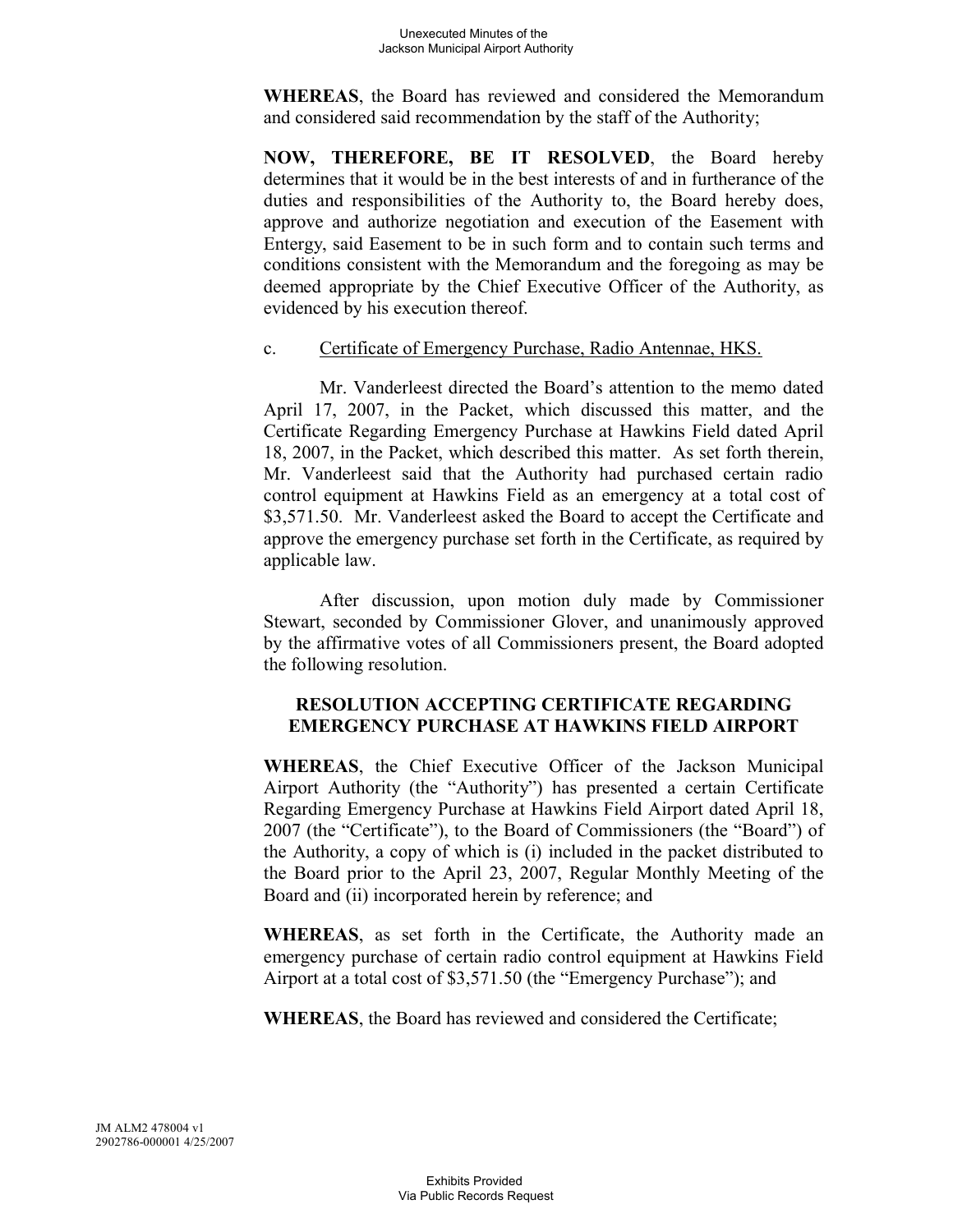**WHEREAS**, the Board has reviewed and considered the Memorandum and considered said recommendation by the staff of the Authority;

**NOW, THEREFORE, BE IT RESOLVED**, the Board hereby determines that it would be in the best interests of and in furtherance of the duties and responsibilities of the Authority to, the Board hereby does, approve and authorize negotiation and execution of the Easement with Entergy, said Easement to be in such form and to contain such terms and conditions consistent with the Memorandum and the foregoing as may be deemed appropriate by the Chief Executive Officer of the Authority, as evidenced by his execution thereof.

c. Certificate of Emergency Purchase, Radio Antennae, HKS.

Mr. Vanderleest directed the Board's attention to the memo dated April 17, 2007, in the Packet, which discussed this matter, and the Certificate Regarding Emergency Purchase at Hawkins Field dated April 18, 2007, in the Packet, which described this matter. As set forth therein, Mr. Vanderleest said that the Authority had purchased certain radio control equipment at Hawkins Field as an emergency at a total cost of $3,571.50. Mr. Vanderleest asked the Board to accept the Certificate and approve the emergency purchase set forth in the Certificate, as required by applicable law.

After discussion, upon motion duly made by Commissioner Stewart, seconded by Commissioner Glover, and unanimously approved by the affirmative votes of all Commissioners present, the Board adopted the following resolution.

**RESOLUTION ACCEPTING CERTIFICATE REGARDING EMERGENCY PURCHASE AT HAWKINS FIELD AIRPORT**

**WHEREAS**, the Chief Executive Officer of the Jackson Municipal Airport Authority (the "Authority") has presented a certain Certificate Regarding Emergency Purchase at Hawkins Field Airport dated April 18, 2007 (the "Certificate"), to the Board of Commissioners (the "Board") of the Authority, a copy of which is (i) included in the packet distributed to the Board prior to the April 23, 2007, Regular Monthly Meeting of the Board and (ii) incorporated herein by reference; and

**WHEREAS**, as set forth in the Certificate, the Authority made an emergency purchase of certain radio control equipment at Hawkins Field Airport at a total cost of $3,571.50 (the "Emergency Purchase"); and

**WHEREAS**, the Board has reviewed and considered the Certificate;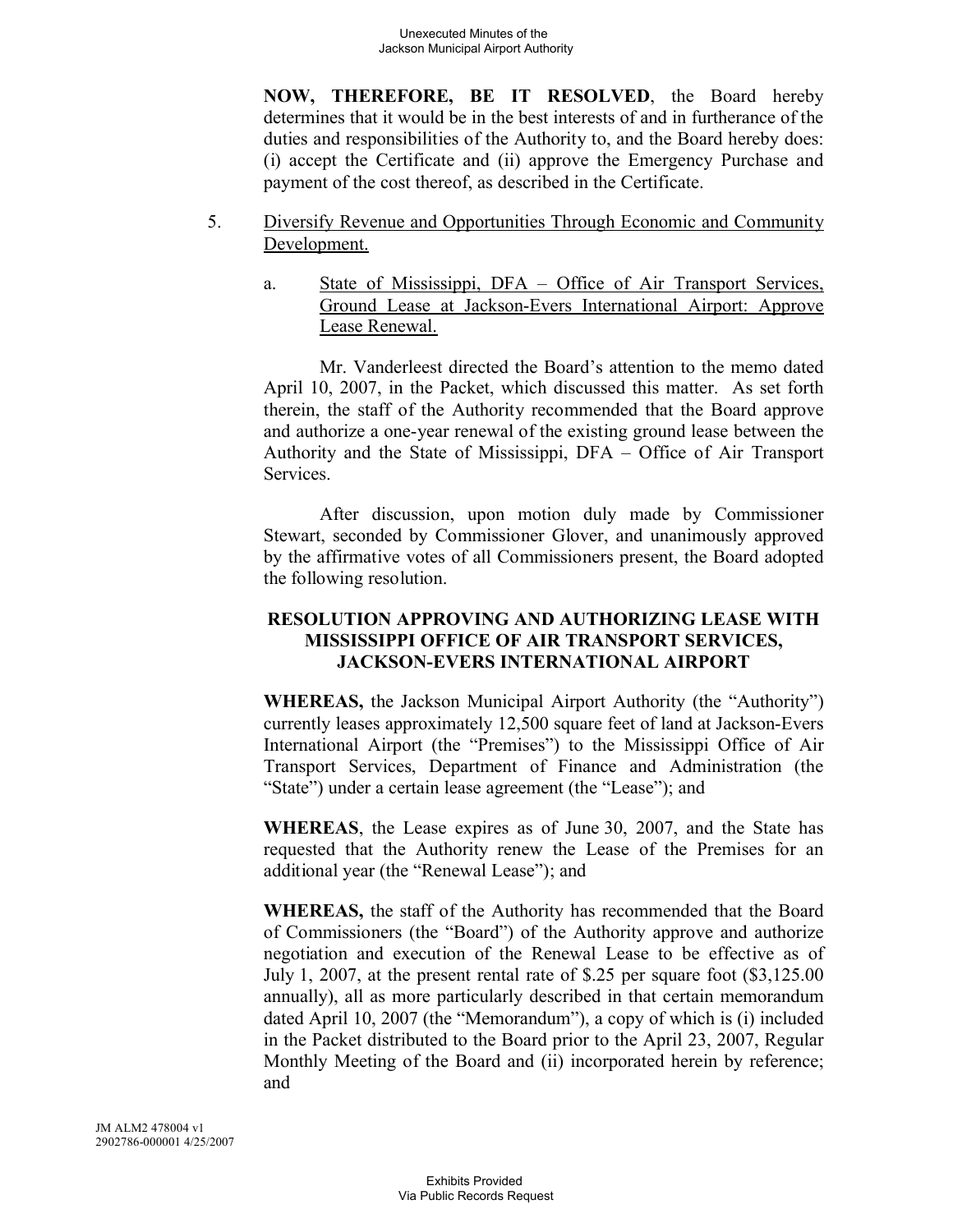**NOW, THEREFORE, BE IT RESOLVED**, the Board hereby determines that it would be in the best interests of and in furtherance of the duties and responsibilities of the Authority to, and the Board hereby does: (i) accept the Certificate and (ii) approve the Emergency Purchase and payment of the cost thereof, as described in the Certificate.

5. Diversify Revenue and Opportunities Through Economic and Community Development.

   a. State of Mississippi, DFA – Office of Air Transport Services, Ground Lease at Jackson-Evers International Airport: Approve Lease Renewal.

   Mr. Vanderleest directed the Board's attention to the memo dated April 10, 2007, in the Packet, which discussed this matter. As set forth therein, the staff of the Authority recommended that the Board approve and authorize a one-year renewal of the existing ground lease between the Authority and the State of Mississippi, DFA – Office of Air Transport Services.

   After discussion, upon motion duly made by Commissioner Stewart, seconded by Commissioner Glover, and unanimously approved by the affirmative votes of all Commissioners present, the Board adopted the following resolution.

**RESOLUTION APPROVING AND AUTHORIZING LEASE WITH MISSISSIPPI OFFICE OF AIR TRANSPORT SERVICES, JACKSON-EVERS INTERNATIONAL AIRPORT**

**WHEREAS,** the Jackson Municipal Airport Authority (the "Authority") currently leases approximately 12,500 square feet of land at Jackson-Evers International Airport (the "Premises") to the Mississippi Office of Air Transport Services, Department of Finance and Administration (the "State") under a certain lease agreement (the "Lease"); and

**WHEREAS**, the Lease expires as of June 30, 2007, and the State has requested that the Authority renew the Lease of the Premises for an additional year (the "Renewal Lease"); and

**WHEREAS,** the staff of the Authority has recommended that the Board of Commissioners (the "Board") of the Authority approve and authorize negotiation and execution of the Renewal Lease to be effective as of July 1, 2007, at the present rental rate of $.25 per square foot ($3,125.00 annually), all as more particularly described in that certain memorandum dated April 10, 2007 (the "Memorandum"), a copy of which is (i) included in the Packet distributed to the Board prior to the April 23, 2007, Regular Monthly Meeting of the Board and (ii) incorporated herein by reference; and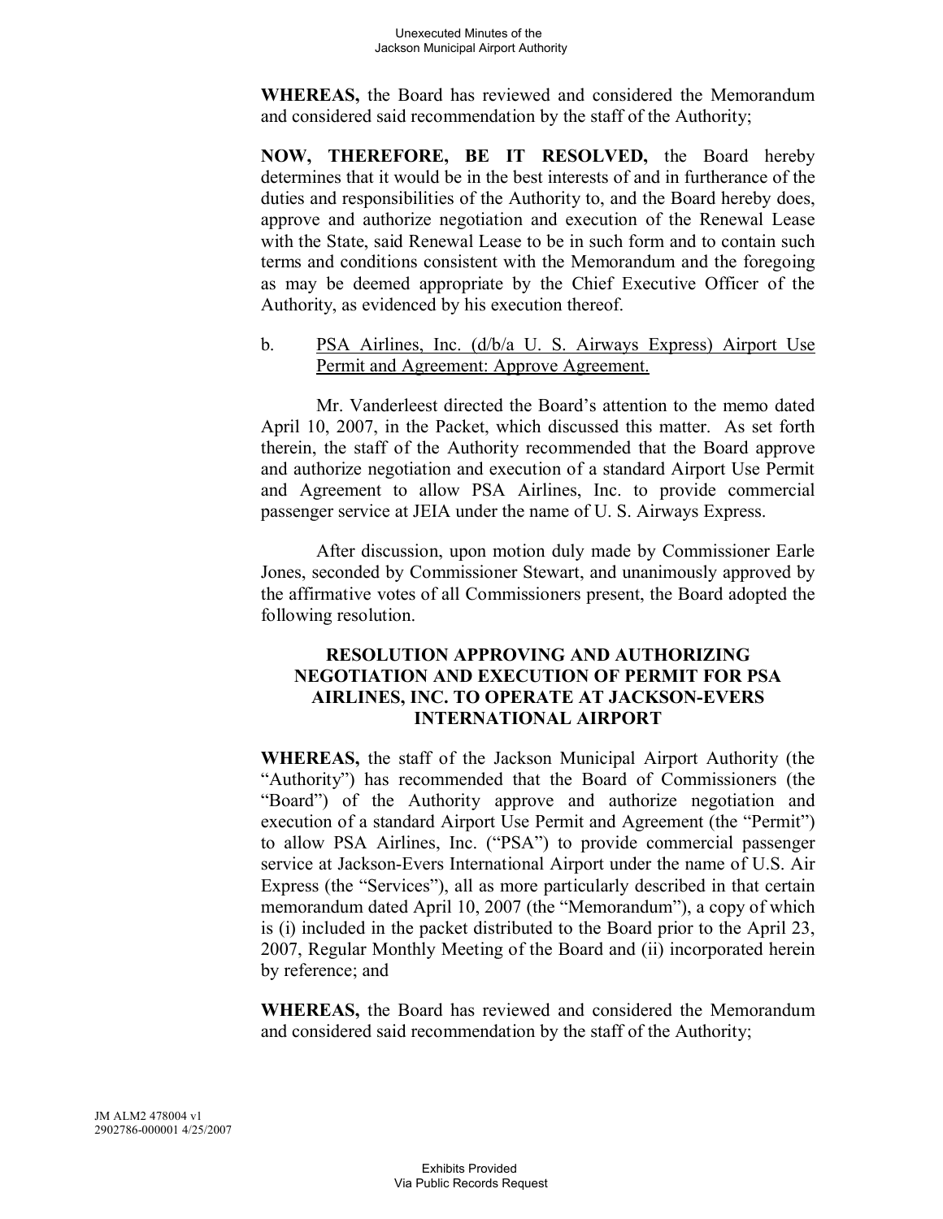**WHEREAS,** the Board has reviewed and considered the Memorandum and considered said recommendation by the staff of the Authority;

**NOW, THEREFORE, BE IT RESOLVED,** the Board hereby determines that it would be in the best interests of and in furtherance of the duties and responsibilities of the Authority to, and the Board hereby does, approve and authorize negotiation and execution of the Renewal Lease with the State, said Renewal Lease to be in such form and to contain such terms and conditions consistent with the Memorandum and the foregoing as may be deemed appropriate by the Chief Executive Officer of the Authority, as evidenced by his execution thereof.

b. PSA Airlines, Inc. (d/b/a U. S. Airways Express) Airport Use Permit and Agreement: Approve Agreement.

Mr. Vanderleest directed the Board's attention to the memo dated April 10, 2007, in the Packet, which discussed this matter. As set forth therein, the staff of the Authority recommended that the Board approve and authorize negotiation and execution of a standard Airport Use Permit and Agreement to allow PSA Airlines, Inc. to provide commercial passenger service at JEIA under the name of U. S. Airways Express.

After discussion, upon motion duly made by Commissioner Earle Jones, seconded by Commissioner Stewart, and unanimously approved by the affirmative votes of all Commissioners present, the Board adopted the following resolution.

**RESOLUTION APPROVING AND AUTHORIZING NEGOTIATION AND EXECUTION OF PERMIT FOR PSA AIRLINES, INC. TO OPERATE AT JACKSON-EVERS INTERNATIONAL AIRPORT**

**WHEREAS,** the staff of the Jackson Municipal Airport Authority (the "Authority") has recommended that the Board of Commissioners (the "Board") of the Authority approve and authorize negotiation and execution of a standard Airport Use Permit and Agreement (the "Permit") to allow PSA Airlines, Inc. ("PSA") to provide commercial passenger service at Jackson-Evers International Airport under the name of U.S. Air Express (the "Services"), all as more particularly described in that certain memorandum dated April 10, 2007 (the "Memorandum"), a copy of which is (i) included in the packet distributed to the Board prior to the April 23, 2007, Regular Monthly Meeting of the Board and (ii) incorporated herein by reference; and

**WHEREAS,** the Board has reviewed and considered the Memorandum and considered said recommendation by the staff of the Authority;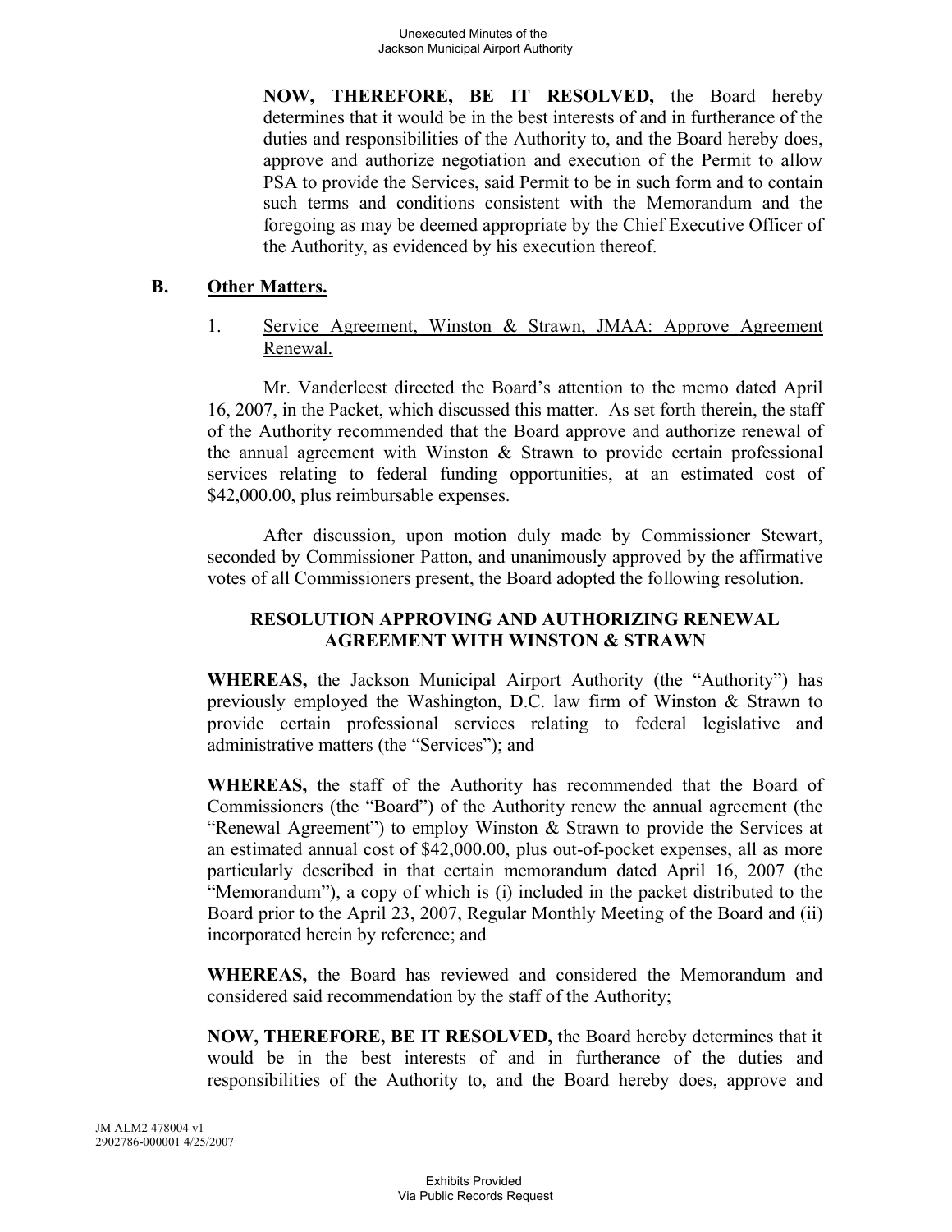**NOW, THEREFORE, BE IT RESOLVED,** the Board hereby determines that it would be in the best interests of and in furtherance of the duties and responsibilities of the Authority to, and the Board hereby does, approve and authorize negotiation and execution of the Permit to allow PSA to provide the Services, said Permit to be in such form and to contain such terms and conditions consistent with the Memorandum and the foregoing as may be deemed appropriate by the Chief Executive Officer of the Authority, as evidenced by his execution thereof.

## B. Other Matters.

1. Service Agreement, Winston & Strawn, JMAA: Approve Agreement Renewal.

Mr. Vanderleest directed the Board's attention to the memo dated April 16, 2007, in the Packet, which discussed this matter. As set forth therein, the staff of the Authority recommended that the Board approve and authorize renewal of the annual agreement with Winston & Strawn to provide certain professional services relating to federal funding opportunities, at an estimated cost of $42,000.00, plus reimbursable expenses.

After discussion, upon motion duly made by Commissioner Stewart, seconded by Commissioner Patton, and unanimously approved by the affirmative votes of all Commissioners present, the Board adopted the following resolution.

**RESOLUTION APPROVING AND AUTHORIZING RENEWAL AGREEMENT WITH WINSTON & STRAWN**

**WHEREAS,** the Jackson Municipal Airport Authority (the "Authority") has previously employed the Washington, D.C. law firm of Winston & Strawn to provide certain professional services relating to federal legislative and administrative matters (the "Services"); and

**WHEREAS,** the staff of the Authority has recommended that the Board of Commissioners (the "Board") of the Authority renew the annual agreement (the "Renewal Agreement") to employ Winston & Strawn to provide the Services at an estimated annual cost of $42,000.00, plus out-of-pocket expenses, all as more particularly described in that certain memorandum dated April 16, 2007 (the "Memorandum"), a copy of which is (i) included in the packet distributed to the Board prior to the April 23, 2007, Regular Monthly Meeting of the Board and (ii) incorporated herein by reference; and

**WHEREAS,** the Board has reviewed and considered the Memorandum and considered said recommendation by the staff of the Authority;

**NOW, THEREFORE, BE IT RESOLVED,** the Board hereby determines that it would be in the best interests of and in furtherance of the duties and responsibilities of the Authority to, and the Board hereby does, approve and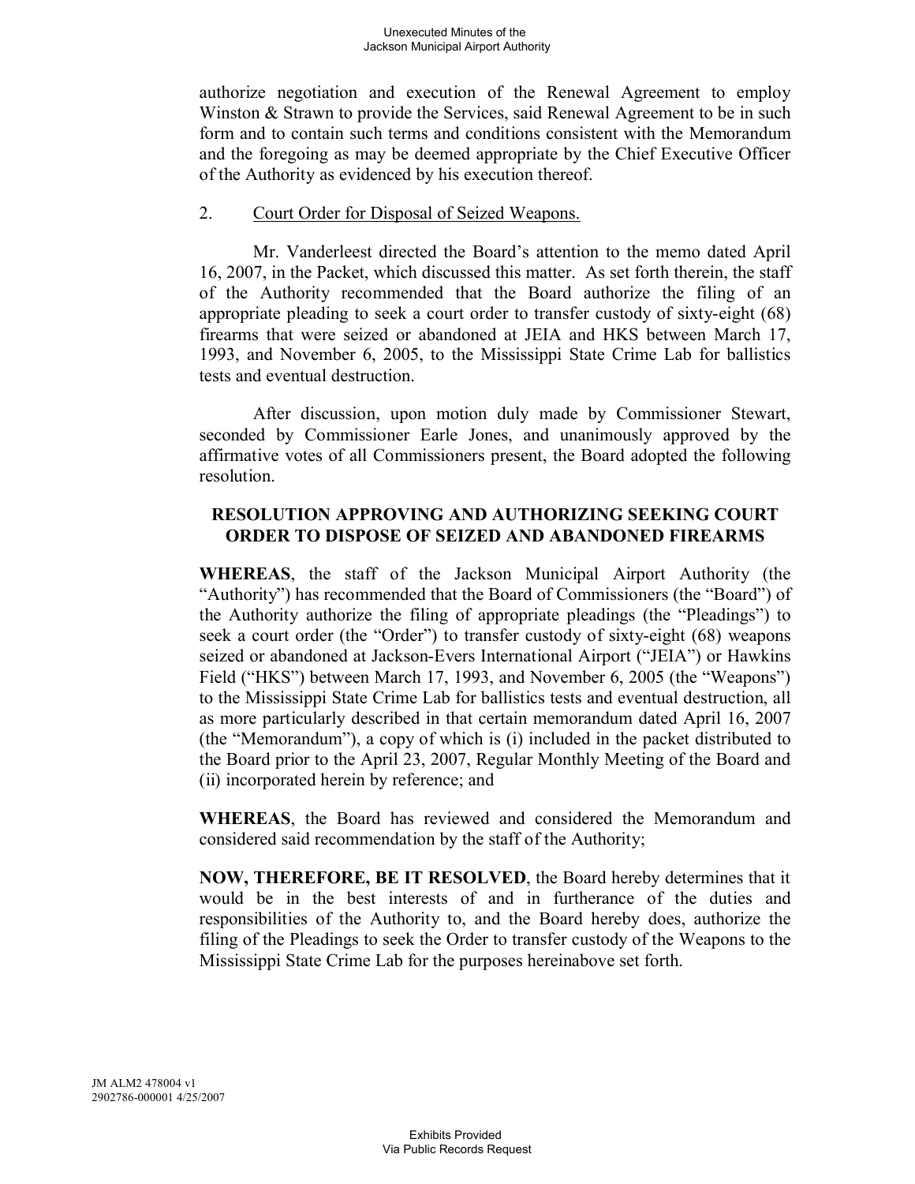authorize negotiation and execution of the Renewal Agreement to employ Winston & Strawn to provide the Services, said Renewal Agreement to be in such form and to contain such terms and conditions consistent with the Memorandum and the foregoing as may be deemed appropriate by the Chief Executive Officer of the Authority as evidenced by his execution thereof.

2. Court Order for Disposal of Seized Weapons.

Mr. Vanderleest directed the Board's attention to the memo dated April 16, 2007, in the Packet, which discussed this matter. As set forth therein, the staff of the Authority recommended that the Board authorize the filing of an appropriate pleading to seek a court order to transfer custody of sixty-eight (68) firearms that were seized or abandoned at JEIA and HKS between March 17, 1993, and November 6, 2005, to the Mississippi State Crime Lab for ballistics tests and eventual destruction.

After discussion, upon motion duly made by Commissioner Stewart, seconded by Commissioner Earle Jones, and unanimously approved by the affirmative votes of all Commissioners present, the Board adopted the following resolution.

**RESOLUTION APPROVING AND AUTHORIZING SEEKING COURT ORDER TO DISPOSE OF SEIZED AND ABANDONED FIREARMS**

**WHEREAS**, the staff of the Jackson Municipal Airport Authority (the "Authority") has recommended that the Board of Commissioners (the "Board") of the Authority authorize the filing of appropriate pleadings (the "Pleadings") to seek a court order (the "Order") to transfer custody of sixty-eight (68) weapons seized or abandoned at Jackson-Evers International Airport ("JEIA") or Hawkins Field ("HKS") between March 17, 1993, and November 6, 2005 (the "Weapons") to the Mississippi State Crime Lab for ballistics tests and eventual destruction, all as more particularly described in that certain memorandum dated April 16, 2007 (the "Memorandum"), a copy of which is (i) included in the packet distributed to the Board prior to the April 23, 2007, Regular Monthly Meeting of the Board and (ii) incorporated herein by reference; and

**WHEREAS**, the Board has reviewed and considered the Memorandum and considered said recommendation by the staff of the Authority;

**NOW, THEREFORE, BE IT RESOLVED**, the Board hereby determines that it would be in the best interests of and in furtherance of the duties and responsibilities of the Authority to, and the Board hereby does, authorize the filing of the Pleadings to seek the Order to transfer custody of the Weapons to the Mississippi State Crime Lab for the purposes hereinabove set forth.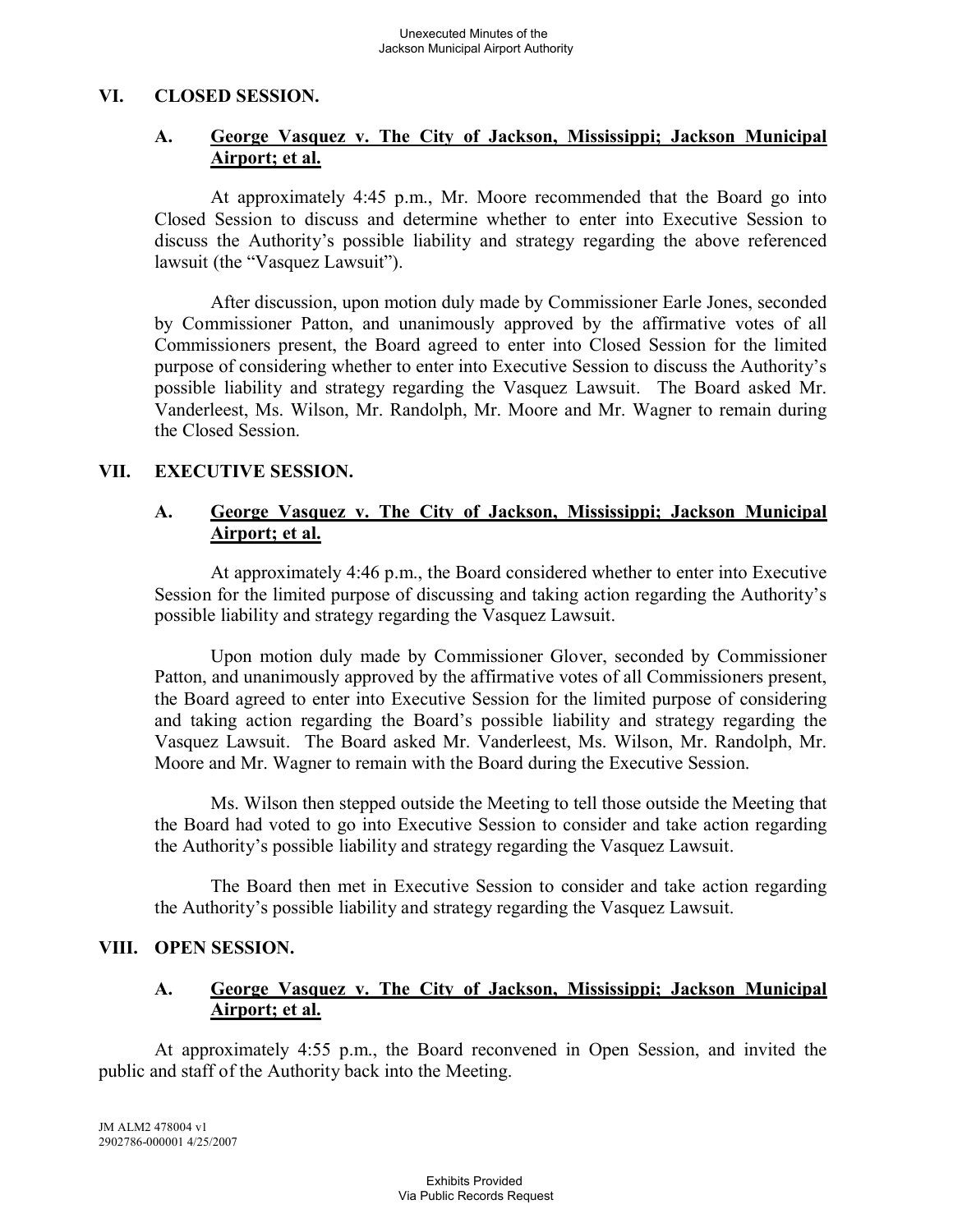## VI. CLOSED SESSION.

### A. <u>George Vasquez v. The City of Jackson, Mississippi; Jackson Municipal Airport; et al.</u>

At approximately 4:45 p.m., Mr. Moore recommended that the Board go into Closed Session to discuss and determine whether to enter into Executive Session to discuss the Authority's possible liability and strategy regarding the above referenced lawsuit (the "Vasquez Lawsuit").

After discussion, upon motion duly made by Commissioner Earle Jones, seconded by Commissioner Patton, and unanimously approved by the affirmative votes of all Commissioners present, the Board agreed to enter into Closed Session for the limited purpose of considering whether to enter into Executive Session to discuss the Authority's possible liability and strategy regarding the Vasquez Lawsuit. The Board asked Mr. Vanderleest, Ms. Wilson, Mr. Randolph, Mr. Moore and Mr. Wagner to remain during the Closed Session.

## VII. EXECUTIVE SESSION.

### A. <u>George Vasquez v. The City of Jackson, Mississippi; Jackson Municipal Airport; et al.</u>

At approximately 4:46 p.m., the Board considered whether to enter into Executive Session for the limited purpose of discussing and taking action regarding the Authority's possible liability and strategy regarding the Vasquez Lawsuit.

Upon motion duly made by Commissioner Glover, seconded by Commissioner Patton, and unanimously approved by the affirmative votes of all Commissioners present, the Board agreed to enter into Executive Session for the limited purpose of considering and taking action regarding the Board's possible liability and strategy regarding the Vasquez Lawsuit. The Board asked Mr. Vanderleest, Ms. Wilson, Mr. Randolph, Mr. Moore and Mr. Wagner to remain with the Board during the Executive Session.

Ms. Wilson then stepped outside the Meeting to tell those outside the Meeting that the Board had voted to go into Executive Session to consider and take action regarding the Authority's possible liability and strategy regarding the Vasquez Lawsuit.

The Board then met in Executive Session to consider and take action regarding the Authority's possible liability and strategy regarding the Vasquez Lawsuit.

## VIII. OPEN SESSION.

### A. <u>George Vasquez v. The City of Jackson, Mississippi; Jackson Municipal Airport; et al.</u>

At approximately 4:55 p.m., the Board reconvened in Open Session, and invited the public and staff of the Authority back into the Meeting.

JM ALM2 478004 v1
2902786-000001 4/25/2007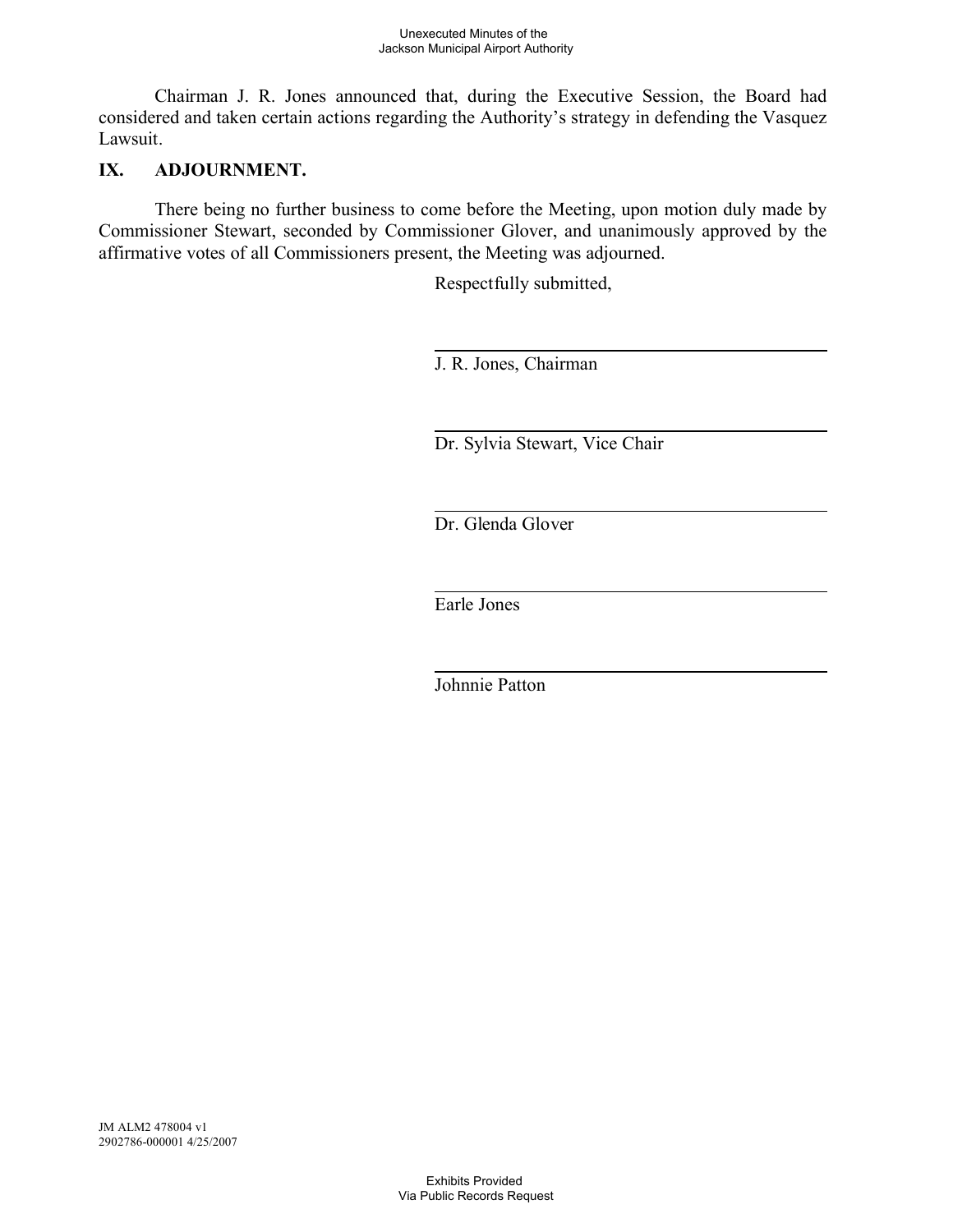Chairman J. R. Jones announced that, during the Executive Session, the Board had considered and taken certain actions regarding the Authority's strategy in defending the Vasquez Lawsuit.

## IX. ADJOURNMENT.

There being no further business to come before the Meeting, upon motion duly made by Commissioner Stewart, seconded by Commissioner Glover, and unanimously approved by the affirmative votes of all Commissioners present, the Meeting was adjourned.

Respectfully submitted,

J. R. Jones, Chairman

Dr. Sylvia Stewart, Vice Chair

Dr. Glenda Glover

Earle Jones

Johnnie Patton

JM ALM2 478004 v1
2902786-000001 4/25/2007